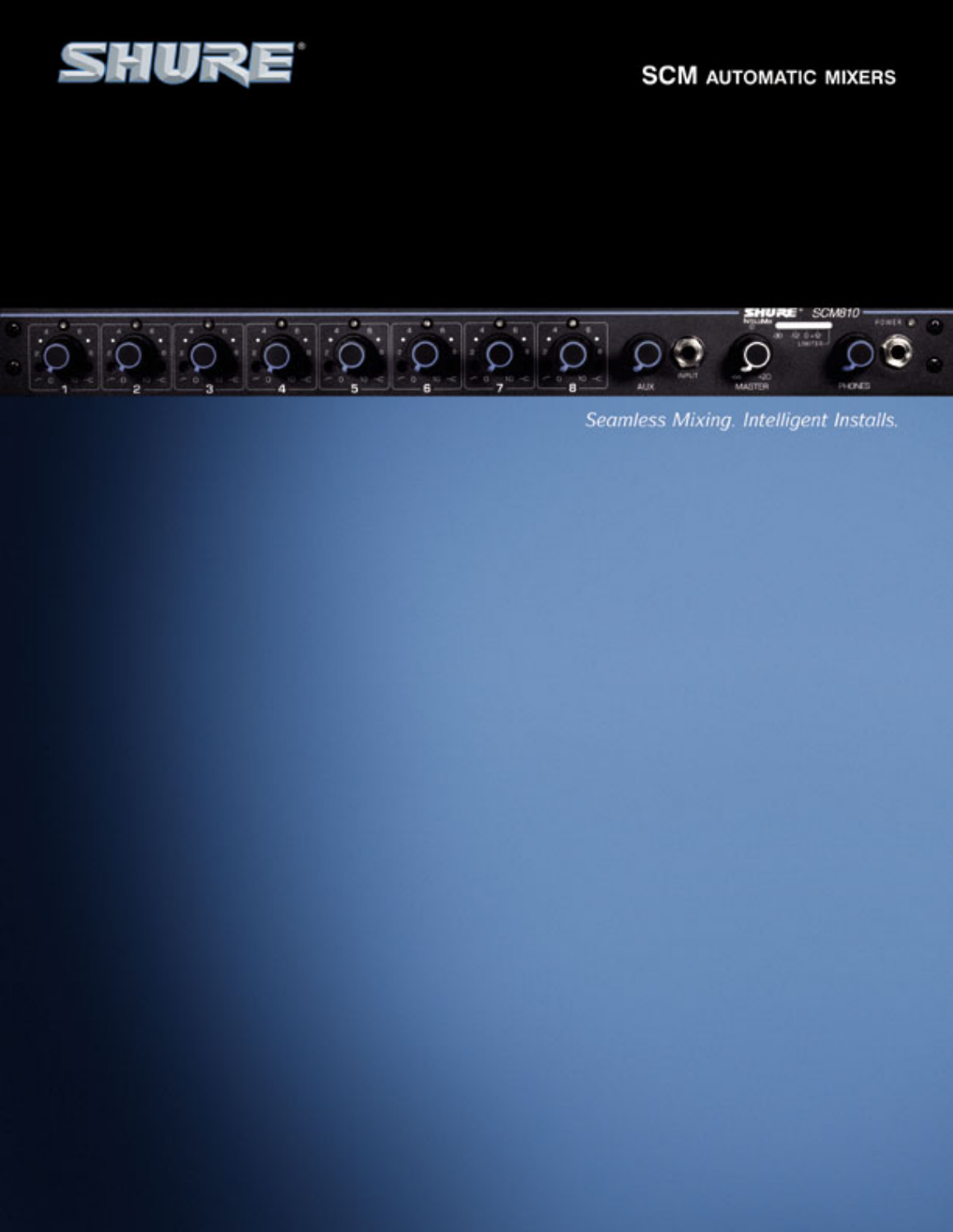# SCM AUTOMATIC MIXERS

*Seamless Mixing. Intelligent Installs.*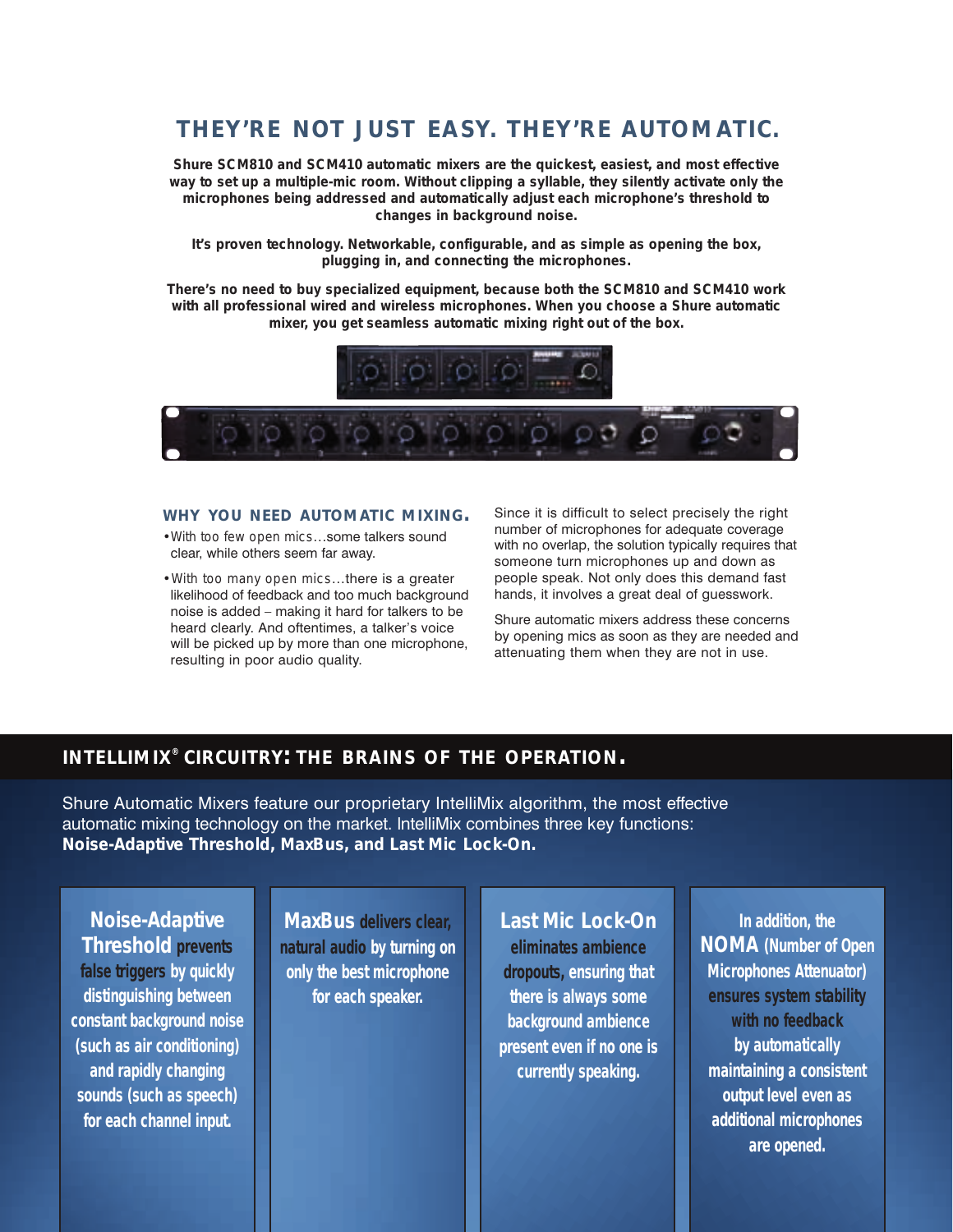# THEY'RE NOT JUST EASY. THEY'RE AUTOMATIC.

**Shure SCM810 and SCM410 automatic mixers are the quickest, easiest, and most effective way to set up a multiple-mic room. Without clipping a syllable, they silently activate only the microphones being addressed and automatically adjust each microphone's threshold to changes in background noise.**

**It's proven technology. Networkable, configurable, and as simple as opening the box, plugging in, and connecting the microphones.**

**There's no need to buy specialized equipment, because both the SCM810 and SCM410 work with all professional wired and wireless microphones. When you choose a Shure automatic mixer, you get seamless automatic mixing right out of the box.**

## WHY YOU NEED AUTOMATIC MIXING.

- With too few open mics…some talkers sound clear, while others seem far away.
- With too many open mics…there is a greater likelihood of feedback and too much background noise is added – making it hard for talkers to be heard clearly. And oftentimes, a talker's voice will be picked up by more than one microphone, resulting in poor audio quality.

Since it is difficult to select precisely the right number of microphones for adequate coverage with no overlap, the solution typically requires that someone turn microphones up and down as people speak. Not only does this demand fast hands, it involves a great deal of guesswork.

Shure automatic mixers address these concerns by opening mics as soon as they are needed and attenuating them when they are not in use.

## INTELLIMIX® CIRCUITRY: THE BRAINS OF THE OPERATION.

Shure Automatic Mixers feature our proprietary IntelliMix algorithm, the most effective automatic mixing technology on the market. IntelliMix combines three key functions: **Noise-Adaptive Threshold, MaxBus, and Last Mic Lock-On.**

**Noise-Adaptive Threshold** prevents false triggers by quickly distinguishing between constant background noise (such as air conditioning) and rapidly changing sounds (such as speech) for each channel input.

**MaxBus** delivers clear, natural audio by turning on only the best microphone for each speaker.

**Last Mic Lock-On** eliminates ambience dropouts, ensuring that there is always some background ambience present even if no one is currently speaking.

In addition, the **NOMA (Number of Open Microphones Attenuator)** ensures system stability with no feedback by automatically maintaining a consistent output level even as additional microphones are opened.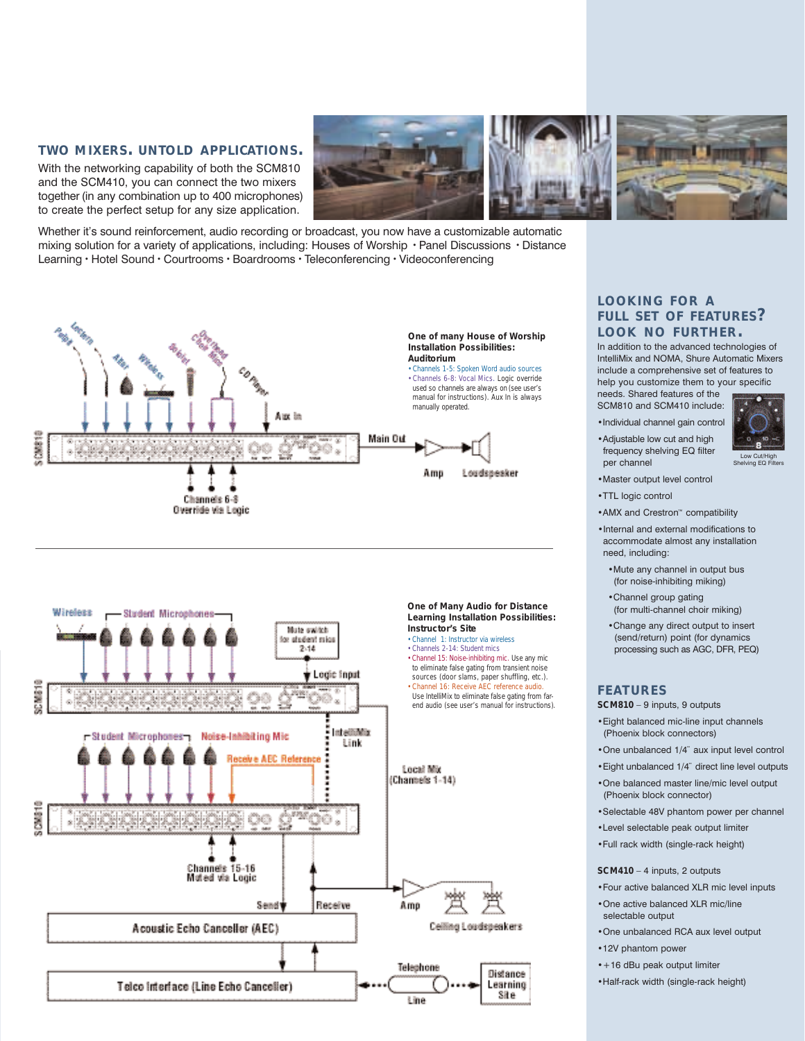## TWO MIXERS. UNTOLD APPLICATIONS.

With the networking capability of both the SCM810 and the SCM410, you can connect the two mixers together (in any combination up to 400 microphones) to create the perfect setup for any size application.

Whether it's sound reinforcement, audio recording or broadcast, you now have a customizable automatic mixing solution for a variety of applications, including: Houses of Worship • Panel Discussions • Distance Learning • Hotel Sound • Courtrooms • Boardrooms • Teleconferencing • Videoconferencing

**One of many House of Worship Installation Possibilities: Auditorium**

- Channels 1-5: Spoken Word audio sources
- Channels 6-8: Vocal Mics. Logic override used so channels are always on (see user's manual for instructions). Aux In is always manually operated.

**One of Many Audio for Distance Learning Installation Possibilities: Instructor's Site**

- Channel 1: Instructor via wireless
- Channels 2-14: Student mics
- Channel 15: Noise-inhibiting mic. Use any mic to eliminate false gating from transient noise sources (door slams, paper shuffling, etc.).
- Channel 16: Receive AEC reference audio. Use IntelliMix to eliminate false gating from far-end audio (see user's manual for instructions).

## LOOKING FOR A FULL SET OF FEATURES? LOOK NO FURTHER.

In addition to the advanced technologies of IntelliMix and NOMA, Shure Automatic Mixers include a comprehensive set of features to help you customize them to your specific needs. Shared features of the SCM810 and SCM410 include:

- Individual channel gain control
- Adjustable low cut and high frequency shelving EQ filter per channel
- Master output level control
- TTL logic control
- AMX and Crestron™ compatibility
- Internal and external modifications to accommodate almost any installation need, including:
  - Mute any channel in output bus (for noise-inhibiting miking)
  - Channel group gating (for multi-channel choir miking)
  - Change any direct output to insert (send/return) point (for dynamics processing such as AGC, DFR, PEQ)

Low Cut/High Shelving EQ Filters

## FEATURES

**SCM810** – 9 inputs, 9 outputs

- Eight balanced mic-line input channels (Phoenix block connectors)
- One unbalanced 1/4" aux input level control
- Eight unbalanced 1/4" direct line level outputs
- One balanced master line/mic level output (Phoenix block connector)
- Selectable 48V phantom power per channel
- Level selectable peak output limiter
- Full rack width (single-rack height)

**SCM410** – 4 inputs, 2 outputs

- Four active balanced XLR mic level inputs
- One active balanced XLR mic/line selectable output
- One unbalanced RCA aux level output
- 12V phantom power
- +16 dBu peak output limiter
- Half-rack width (single-rack height)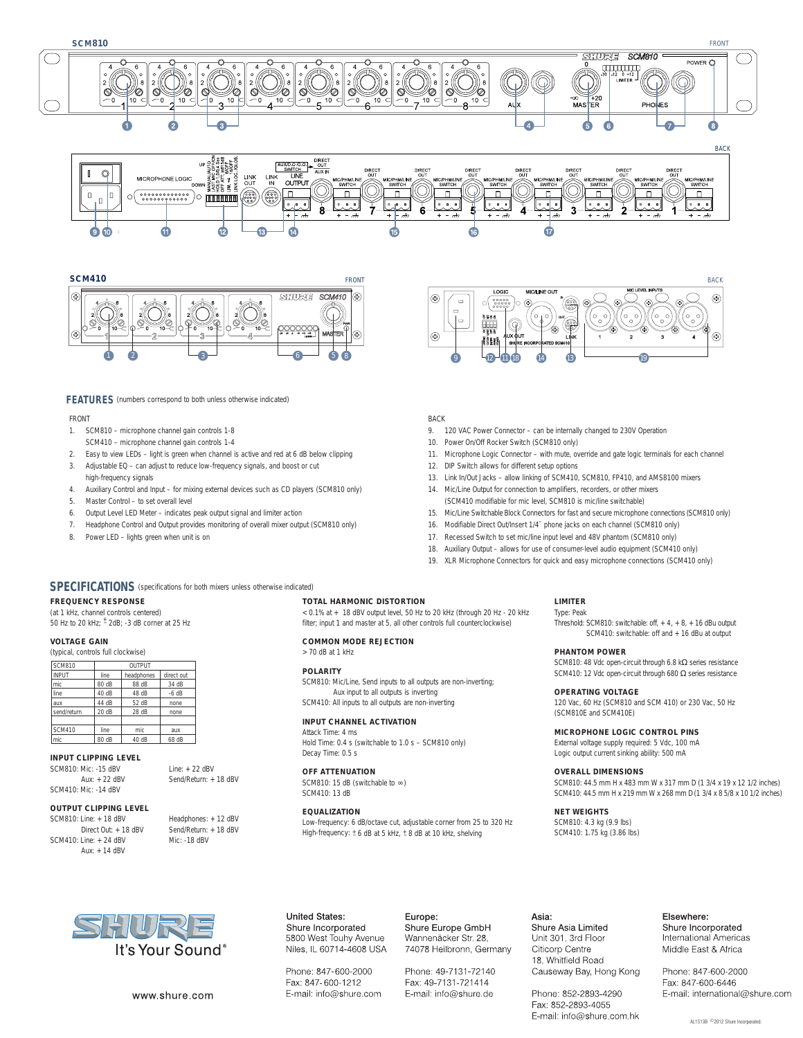## FEATURES (numbers correspond to both unless otherwise indicated)

FRONT

1. SCM810 – microphone channel gain controls 1-8
   SCM410 – microphone channel gain controls 1-4
2. Easy to view LEDs – light is green when channel is active and red at 6 dB below clipping
3. Adjustable EQ – can adjust to reduce low-frequency signals, and boost or cut high-frequency signals
4. Auxiliary Control and Input – for mixing external devices such as CD players (SCM810 only)
5. Master Control – to set overall level
6. Output Level LED Meter – indicates peak output signal and limiter action
7. Headphone Control and Output provides monitoring of overall mixer output (SCM810 only)
8. Power LED – lights green when unit is on

BACK

9. 120 VAC Power Connector – can be internally changed to 230V Operation
10. Power On/Off Rocker Switch (SCM810 only)
11. Microphone Logic Connector – with mute, override and gate logic terminals for each channel
12. DIP Switch allows for different setup options
13. Link In/Out Jacks – allow linking of SCM410, SCM810, FP410, and AMS8100 mixers
14. Mic/Line Output for connection to amplifiers, recorders, or other mixers (SCM410 modifiable for mic level, SCM810 is mic/line switchable)
15. Mic/Line Switchable Block Connectors for fast and secure microphone connections (SCM810 only)
16. Modifiable Direct Out/Insert 1/4" phone jacks on each channel (SCM810 only)
17. Recessed Switch to set mic/line input level and 48V phantom (SCM810 only)
18. Auxiliary Output – allows for use of consumer-level audio equipment (SCM410 only)
19. XLR Microphone Connectors for quick and easy microphone connections (SCM410 only)

## SPECIFICATIONS (specifications for both mixers unless otherwise indicated)

### FREQUENCY RESPONSE

(at 1 kHz, channel controls centered)
50 Hz to 20 kHz; ± 2dB; -3 dB corner at 25 Hz

### VOLTAGE GAIN

(typical, controls full clockwise)

| SCM810 | OUTPUT | | |
|---|---|---|---|
| INPUT | line | headphones | direct out |
| mic | 80 dB | 88 dB | 34 dB |
| line | 40 dB | 48 dB | -6 dB |
| aux | 44 dB | 52 dB | none |
| send/return | 20 dB | 28 dB | none |
| | | | |
| SCM410 | line | mic | aux |
| mic | 80 dB | 40 dB | 68 dB |

### INPUT CLIPPING LEVEL

SCM810: Mic: -15 dBV
Line: + 22 dBV
Aux: + 22 dBV
Send/Return: + 18 dBV
SCM410: Mic: -14 dBV

### OUTPUT CLIPPING LEVEL

SCM810: Line: + 18 dBV
Headphones: + 12 dBV
Direct Out: + 18 dBV
Send/Return: + 18 dBV
SCM410: Line: + 24 dBV
Mic: -18 dBV
Aux: + 14 dBV

### TOTAL HARMONIC DISTORTION

< 0.1% at + 18 dBV output level, 50 Hz to 20 kHz (through 20 Hz - 20 kHz filter; input 1 and master at 5, all other controls full counterclockwise)

### COMMON MODE REJECTION

> 70 dB at 1 kHz

### POLARITY

SCM810: Mic/Line, Send inputs to all outputs are non-inverting;
Aux input to all outputs is inverting
SCM410: All inputs to all outputs are non-inverting

### INPUT CHANNEL ACTIVATION

Attack Time: 4 ms
Hold Time: 0.4 s (switchable to 1.0 s – SCM810 only)
Decay Time: 0.5 s

### OFF ATTENUATION

SCM810: 15 dB (switchable to ∞)
SCM410: 13 dB

### EQUALIZATION

Low-frequency: 6 dB/octave cut, adjustable corner from 25 to 320 Hz
High-frequency: ± 6 dB at 5 kHz, ± 8 dB at 10 kHz, shelving

### LIMITER

Type: Peak
Threshold: SCM810: switchable: off, + 4, + 8, + 16 dBu output
SCM410: switchable: off and + 16 dBu at output

### PHANTOM POWER

SCM810: 48 Vdc open-circuit through 6.8 kΩ series resistance
SCM410: 12 Vdc open-circuit through 680 Ω series resistance

### OPERATING VOLTAGE

120 Vac, 60 Hz (SCM810 and SCM 410) or 230 Vac, 50 Hz (SCM810E and SCM410E)

### MICROPHONE LOGIC CONTROL PINS

External voltage supply required: 5 Vdc, 100 mA
Logic output current sinking ability: 500 mA

### OVERALL DIMENSIONS

SCM810: 44.5 mm H x 483 mm W x 317 mm D (1 3/4 x 19 x 12 1/2 inches)
SCM410: 44.5 mm H x 219 mm W x 268 mm D (1 3/4 x 8 5/8 x 10 1/2 inches)

### NET WEIGHTS

SCM810: 4.3 kg (9.9 lbs)
SCM410: 1.75 kg (3.86 lbs)

SHURE
It's Your Sound®

www.shure.com

**United States:**
Shure Incorporated
5800 West Touhy Avenue
Niles, IL 60714-4608 USA

Phone: 847-600-2000
Fax: 847-600-1212
E-mail: info@shure.com

**Europe:**
Shure Europe GmbH
Wannenäcker Str. 28,
74078 Heilbronn, Germany

Phone: 49-7131-72140
Fax: 49-7131-721414
E-mail: info@shure.de

**Asia:**
Shure Asia Limited
Unit 301, 3rd Floor
Citicorp Centre
18, Whitfield Road
Causeway Bay, Hong Kong

Phone: 852-2893-4290
Fax: 852-2893-4055
E-mail: info@shure.com.hk

**Elsewhere:**
Shure Incorporated
International Americas
Middle East & Africa

Phone: 847-600-2000
Fax: 847-600-6446
E-mail: international@shure.com

AL1513B ©2012 Shure Incorporated.